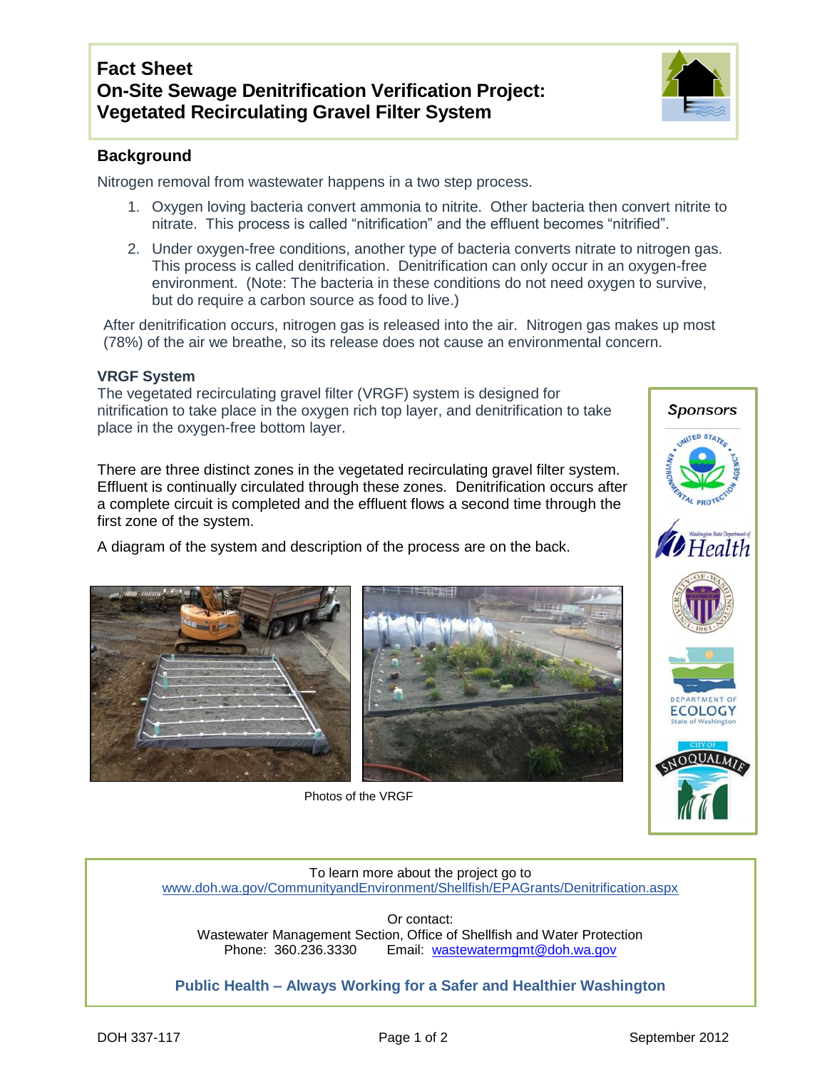# Fact Sheet
# On-Site Sewage Denitrification Verification Project: Vegetated Recirculating Gravel Filter System

## Background

Nitrogen removal from wastewater happens in a two step process.

1. Oxygen loving bacteria convert ammonia to nitrite. Other bacteria then convert nitrite to nitrate. This process is called “nitrification” and the effluent becomes “nitrified”.
2. Under oxygen-free conditions, another type of bacteria converts nitrate to nitrogen gas. This process is called denitrification. Denitrification can only occur in an oxygen-free environment. (Note: The bacteria in these conditions do not need oxygen to survive, but do require a carbon source as food to live.)

After denitrification occurs, nitrogen gas is released into the air. Nitrogen gas makes up most (78%) of the air we breathe, so its release does not cause an environmental concern.

### VRGF System

The vegetated recirculating gravel filter (VRGF) system is designed for nitrification to take place in the oxygen rich top layer, and denitrification to take place in the oxygen-free bottom layer.

There are three distinct zones in the vegetated recirculating gravel filter system. Effluent is continually circulated through these zones. Denitrification occurs after a complete circuit is completed and the effluent flows a second time through the first zone of the system.

A diagram of the system and description of the process are on the back.

Photos of the VRGF

**Sponsors**

To learn more about the project go to
www.doh.wa.gov/CommunityandEnvironment/Shellfish/EPAGrants/Denitrification.aspx

Or contact:
Wastewater Management Section, Office of Shellfish and Water Protection
Phone: 360.236.3330 Email: wastewatermgmt@doh.wa.gov

**Public Health – Always Working for a Safer and Healthier Washington**

DOH 337-117 September 2012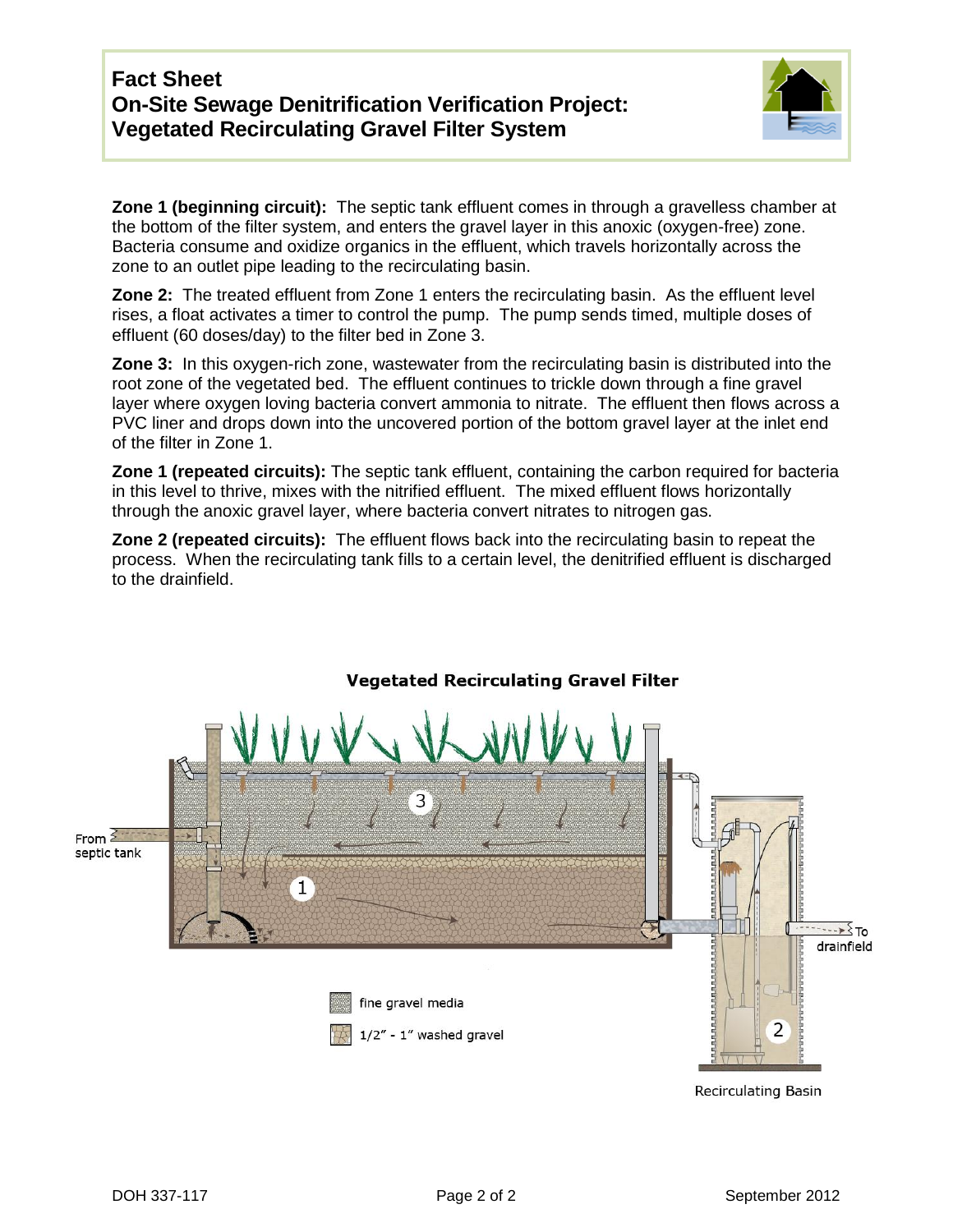# Fact Sheet
# On-Site Sewage Denitrification Verification Project: Vegetated Recirculating Gravel Filter System

**Zone 1 (beginning circuit):** The septic tank effluent comes in through a gravelless chamber at the bottom of the filter system, and enters the gravel layer in this anoxic (oxygen-free) zone. Bacteria consume and oxidize organics in the effluent, which travels horizontally across the zone to an outlet pipe leading to the recirculating basin.

**Zone 2:** The treated effluent from Zone 1 enters the recirculating basin. As the effluent level rises, a float activates a timer to control the pump. The pump sends timed, multiple doses of effluent (60 doses/day) to the filter bed in Zone 3.

**Zone 3:** In this oxygen-rich zone, wastewater from the recirculating basin is distributed into the root zone of the vegetated bed. The effluent continues to trickle down through a fine gravel layer where oxygen loving bacteria convert ammonia to nitrate. The effluent then flows across a PVC liner and drops down into the uncovered portion of the bottom gravel layer at the inlet end of the filter in Zone 1.

**Zone 1 (repeated circuits):** The septic tank effluent, containing the carbon required for bacteria in this level to thrive, mixes with the nitrified effluent. The mixed effluent flows horizontally through the anoxic gravel layer, where bacteria convert nitrates to nitrogen gas.

**Zone 2 (repeated circuits):** The effluent flows back into the recirculating basin to repeat the process. When the recirculating tank fills to a certain level, the denitrified effluent is discharged to the drainfield.

**Vegetated Recirculating Gravel Filter**

From septic tank

3

1

To drainfield

2

fine gravel media

1/2" - 1" washed gravel

Recirculating Basin

DOH 337-117

September 2012